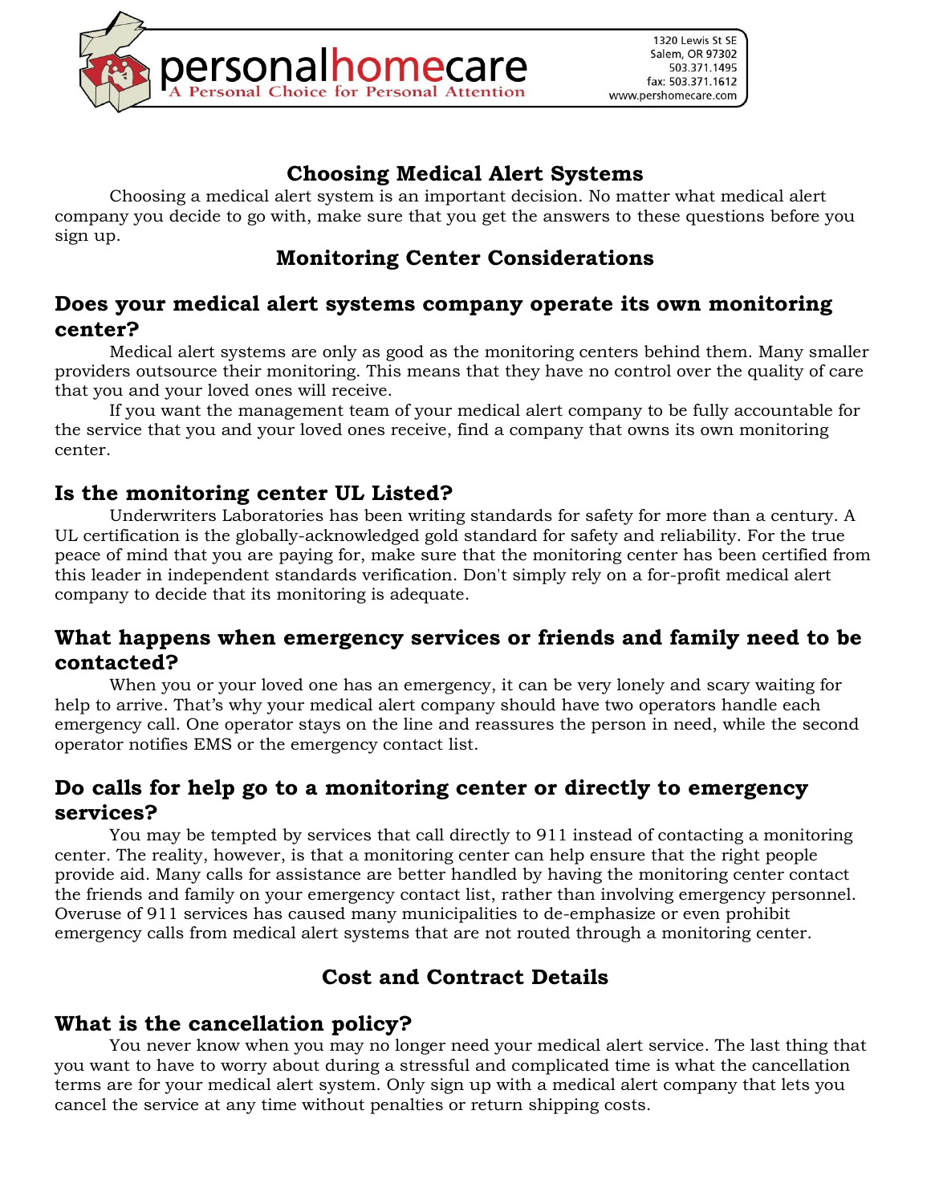# Choosing Medical Alert Systems

Choosing a medical alert system is an important decision. No matter what medical alert company you decide to go with, make sure that you get the answers to these questions before you sign up.

## Monitoring Center Considerations

### Does your medical alert systems company operate its own monitoring center?

Medical alert systems are only as good as the monitoring centers behind them. Many smaller providers outsource their monitoring. This means that they have no control over the quality of care that you and your loved ones will receive.

If you want the management team of your medical alert company to be fully accountable for the service that you and your loved ones receive, find a company that owns its own monitoring center.

### Is the monitoring center UL Listed?

Underwriters Laboratories has been writing standards for safety for more than a century. A UL certification is the globally-acknowledged gold standard for safety and reliability. For the true peace of mind that you are paying for, make sure that the monitoring center has been certified from this leader in independent standards verification. Don't simply rely on a for-profit medical alert company to decide that its monitoring is adequate.

### What happens when emergency services or friends and family need to be contacted?

When you or your loved one has an emergency, it can be very lonely and scary waiting for help to arrive. That's why your medical alert company should have two operators handle each emergency call. One operator stays on the line and reassures the person in need, while the second operator notifies EMS or the emergency contact list.

### Do calls for help go to a monitoring center or directly to emergency services?

You may be tempted by services that call directly to 911 instead of contacting a monitoring center. The reality, however, is that a monitoring center can help ensure that the right people provide aid. Many calls for assistance are better handled by having the monitoring center contact the friends and family on your emergency contact list, rather than involving emergency personnel. Overuse of 911 services has caused many municipalities to de-emphasize or even prohibit emergency calls from medical alert systems that are not routed through a monitoring center.

## Cost and Contract Details

### What is the cancellation policy?

You never know when you may no longer need your medical alert service. The last thing that you want to have to worry about during a stressful and complicated time is what the cancellation terms are for your medical alert system. Only sign up with a medical alert company that lets you cancel the service at any time without penalties or return shipping costs.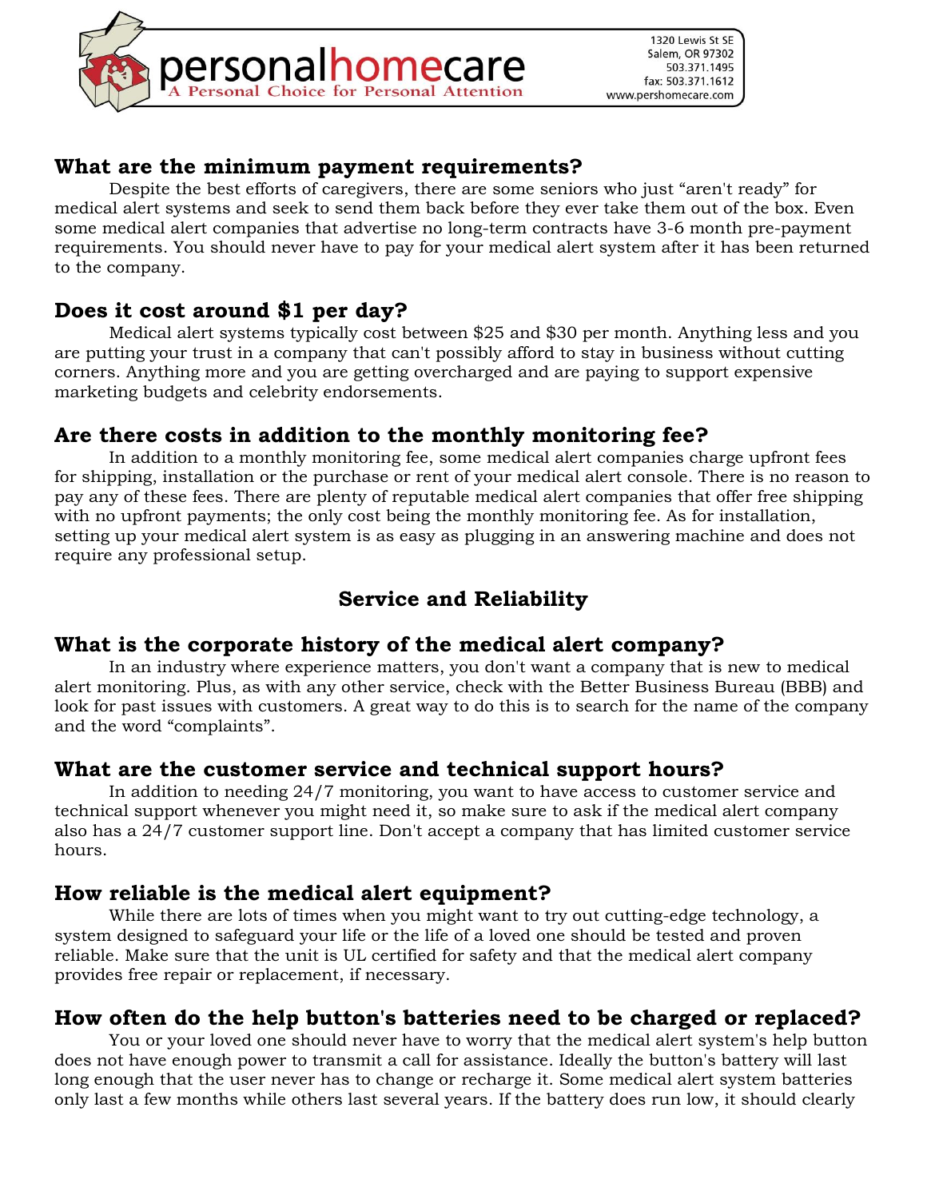## What are the minimum payment requirements?

Despite the best efforts of caregivers, there are some seniors who just "aren't ready" for medical alert systems and seek to send them back before they ever take them out of the box. Even some medical alert companies that advertise no long-term contracts have 3-6 month pre-payment requirements. You should never have to pay for your medical alert system after it has been returned to the company.

## Does it cost around $1 per day?

Medical alert systems typically cost between $25 and $30 per month. Anything less and you are putting your trust in a company that can't possibly afford to stay in business without cutting corners. Anything more and you are getting overcharged and are paying to support expensive marketing budgets and celebrity endorsements.

## Are there costs in addition to the monthly monitoring fee?

In addition to a monthly monitoring fee, some medical alert companies charge upfront fees for shipping, installation or the purchase or rent of your medical alert console. There is no reason to pay any of these fees. There are plenty of reputable medical alert companies that offer free shipping with no upfront payments; the only cost being the monthly monitoring fee. As for installation, setting up your medical alert system is as easy as plugging in an answering machine and does not require any professional setup.

# Service and Reliability

## What is the corporate history of the medical alert company?

In an industry where experience matters, you don't want a company that is new to medical alert monitoring. Plus, as with any other service, check with the Better Business Bureau (BBB) and look for past issues with customers. A great way to do this is to search for the name of the company and the word "complaints".

## What are the customer service and technical support hours?

In addition to needing 24/7 monitoring, you want to have access to customer service and technical support whenever you might need it, so make sure to ask if the medical alert company also has a 24/7 customer support line. Don't accept a company that has limited customer service hours.

## How reliable is the medical alert equipment?

While there are lots of times when you might want to try out cutting-edge technology, a system designed to safeguard your life or the life of a loved one should be tested and proven reliable. Make sure that the unit is UL certified for safety and that the medical alert company provides free repair or replacement, if necessary.

## How often do the help button's batteries need to be charged or replaced?

You or your loved one should never have to worry that the medical alert system's help button does not have enough power to transmit a call for assistance. Ideally the button's battery will last long enough that the user never has to change or recharge it. Some medical alert system batteries only last a few months while others last several years. If the battery does run low, it should clearly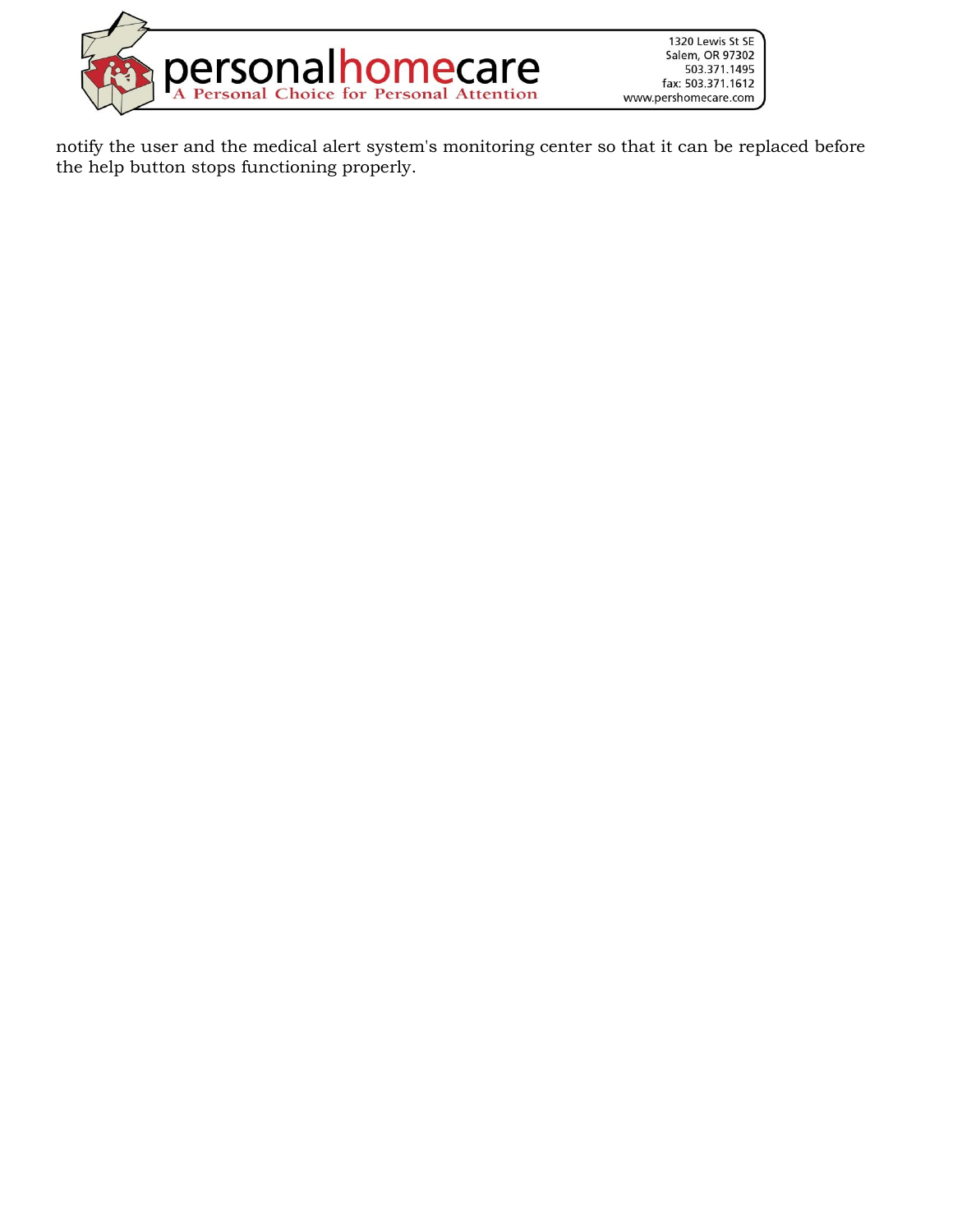notify the user and the medical alert system's monitoring center so that it can be replaced before the help button stops functioning properly.